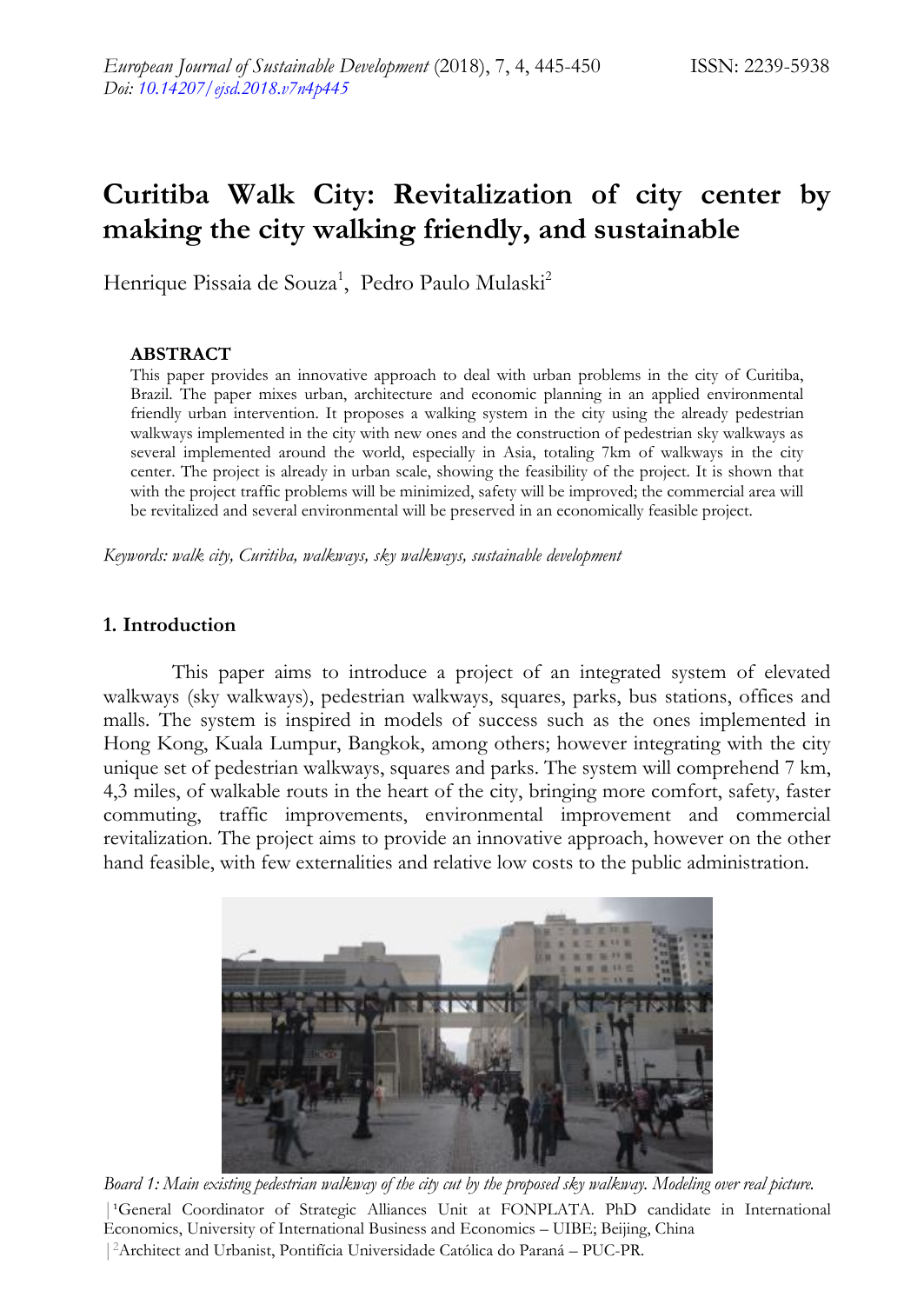# Curitiba Walk City: Revitalization of city center by making the city walking friendly, and sustainable

Henrique Pissaia de Souza[1], Pedro Paulo Mulaski[2]

**ABSTRACT**

This paper provides an innovative approach to deal with urban problems in the city of Curitiba, Brazil. The paper mixes urban, architecture and economic planning in an applied environmental friendly urban intervention. It proposes a walking system in the city using the already pedestrian walkways implemented in the city with new ones and the construction of pedestrian sky walkways as several implemented around the world, especially in Asia, totaling 7km of walkways in the city center. The project is already in urban scale, showing the feasibility of the project. It is shown that with the project traffic problems will be minimized, safety will be improved; the commercial area will be revitalized and several environmental will be preserved in an economically feasible project.

*Keywords: walk city, Curitiba, walkways, sky walkways, sustainable development*

## 1. Introduction

This paper aims to introduce a project of an integrated system of elevated walkways (sky walkways), pedestrian walkways, squares, parks, bus stations, offices and malls. The system is inspired in models of success such as the ones implemented in Hong Kong, Kuala Lumpur, Bangkok, among others; however integrating with the city unique set of pedestrian walkways, squares and parks. The system will comprehend 7 km, 4,3 miles, of walkable routs in the heart of the city, bringing more comfort, safety, faster commuting, traffic improvements, environmental improvement and commercial revitalization. The project aims to provide an innovative approach, however on the other hand feasible, with few externalities and relative low costs to the public administration.

*Board 1: Main existing pedestrian walkway of the city cut by the proposed sky walkway. Modeling over real picture.*

[1] General Coordinator of Strategic Alliances Unit at FONPLATA. PhD candidate in International Economics, University of International Business and Economics – UIBE; Beijing, China

[2] Architect and Urbanist, Pontifícia Universidade Católica do Paraná – PUC-PR.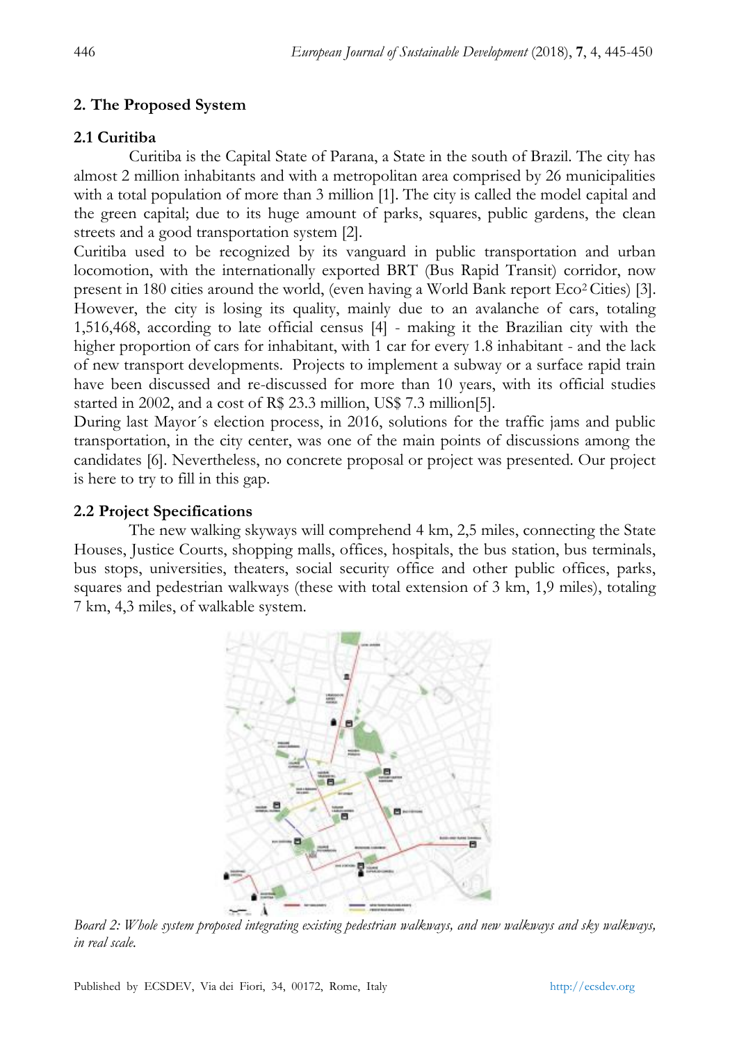## 2. The Proposed System

### 2.1 Curitiba

Curitiba is the Capital State of Parana, a State in the south of Brazil. The city has almost 2 million inhabitants and with a metropolitan area comprised by 26 municipalities with a total population of more than 3 million [1]. The city is called the model capital and the green capital; due to its huge amount of parks, squares, public gardens, the clean streets and a good transportation system [2].

Curitiba used to be recognized by its vanguard in public transportation and urban locomotion, with the internationally exported BRT (Bus Rapid Transit) corridor, now present in 180 cities around the world, (even having a World Bank report Eco[2] Cities) [3]. However, the city is losing its quality, mainly due to an avalanche of cars, totaling 1,516,468, according to late official census [4] - making it the Brazilian city with the higher proportion of cars for inhabitant, with 1 car for every 1.8 inhabitant - and the lack of new transport developments. Projects to implement a subway or a surface rapid train have been discussed and re-discussed for more than 10 years, with its official studies started in 2002, and a cost of R$ 23.3 million, US$ 7.3 million[5].

During last Mayor´s election process, in 2016, solutions for the traffic jams and public transportation, in the city center, was one of the main points of discussions among the candidates [6]. Nevertheless, no concrete proposal or project was presented. Our project is here to try to fill in this gap.

### 2.2 Project Specifications

The new walking skyways will comprehend 4 km, 2,5 miles, connecting the State Houses, Justice Courts, shopping malls, offices, hospitals, the bus station, bus terminals, bus stops, universities, theaters, social security office and other public offices, parks, squares and pedestrian walkways (these with total extension of 3 km, 1,9 miles), totaling 7 km, 4,3 miles, of walkable system.

*Board 2: Whole system proposed integrating existing pedestrian walkways, and new walkways and sky walkways, in real scale.*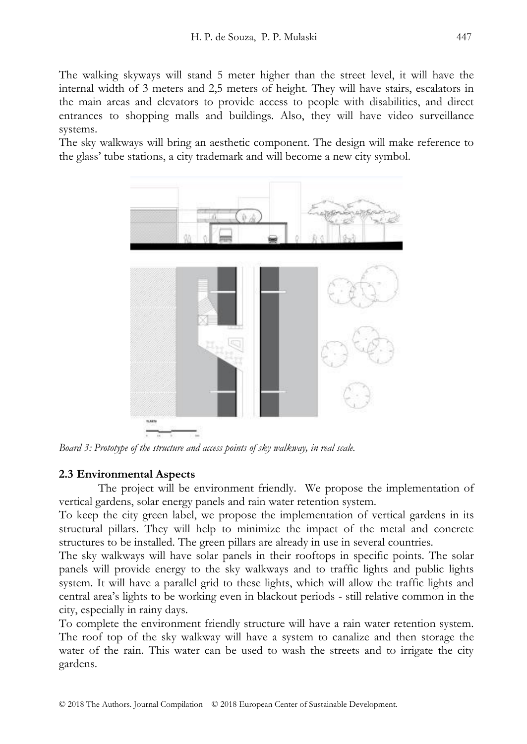The walking skyways will stand 5 meter higher than the street level, it will have the internal width of 3 meters and 2,5 meters of height. They will have stairs, escalators in the main areas and elevators to provide access to people with disabilities, and direct entrances to shopping malls and buildings. Also, they will have video surveillance systems.

The sky walkways will bring an aesthetic component. The design will make reference to the glass' tube stations, a city trademark and will become a new city symbol.

*Board 3: Prototype of the structure and access points of sky walkway, in real scale.*

### 2.3 Environmental Aspects

The project will be environment friendly. We propose the implementation of vertical gardens, solar energy panels and rain water retention system.

To keep the city green label, we propose the implementation of vertical gardens in its structural pillars. They will help to minimize the impact of the metal and concrete structures to be installed. The green pillars are already in use in several countries.

The sky walkways will have solar panels in their rooftops in specific points. The solar panels will provide energy to the sky walkways and to traffic lights and public lights system. It will have a parallel grid to these lights, which will allow the traffic lights and central area's lights to be working even in blackout periods - still relative common in the city, especially in rainy days.

To complete the environment friendly structure will have a rain water retention system. The roof top of the sky walkway will have a system to canalize and then storage the water of the rain. This water can be used to wash the streets and to irrigate the city gardens.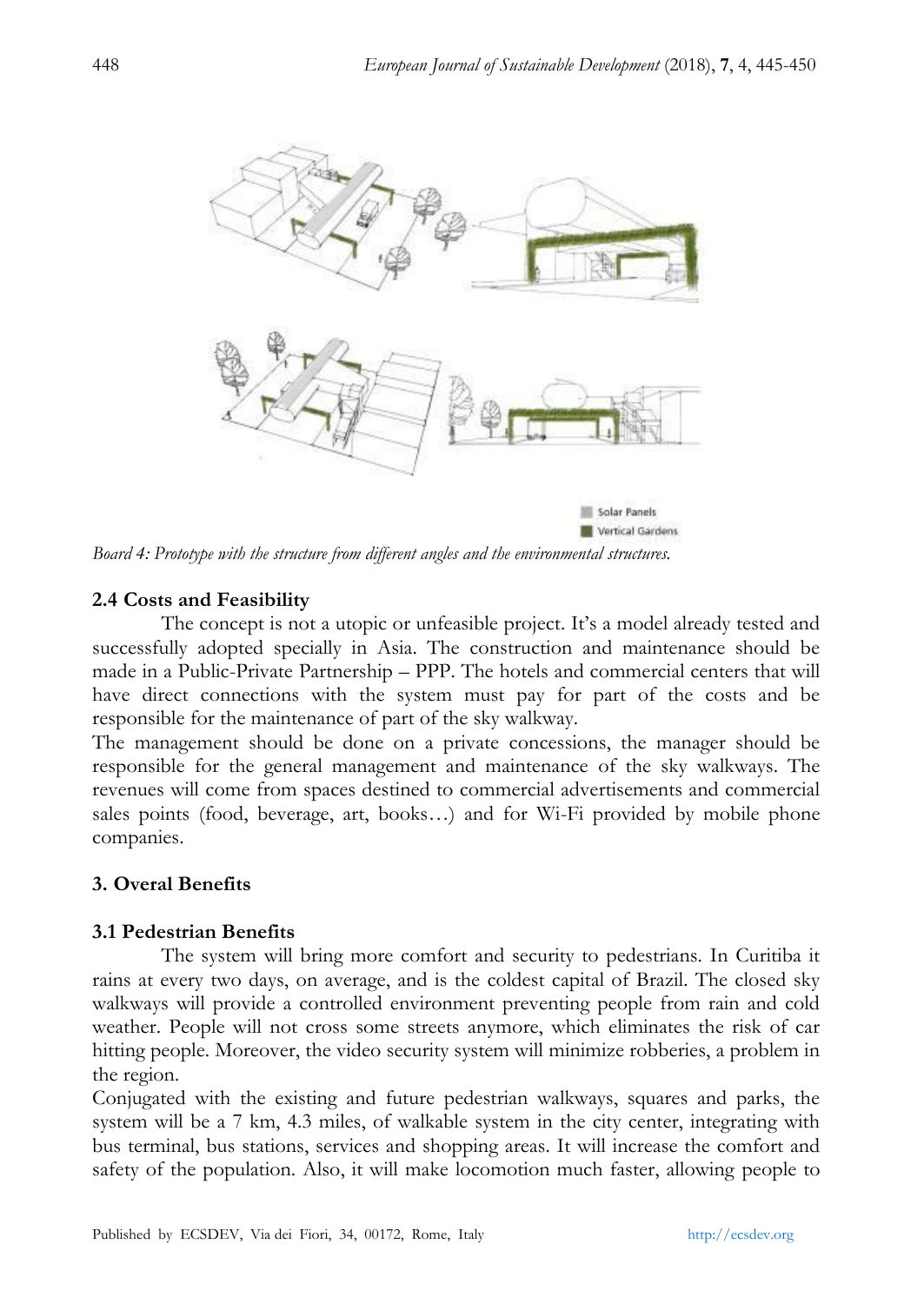Solar Panels
Vertical Gardens

*Board 4: Prototype with the structure from different angles and the environmental structures.*

### 2.4 Costs and Feasibility

The concept is not a utopic or unfeasible project. It's a model already tested and successfully adopted specially in Asia. The construction and maintenance should be made in a Public-Private Partnership – PPP. The hotels and commercial centers that will have direct connections with the system must pay for part of the costs and be responsible for the maintenance of part of the sky walkway.
The management should be done on a private concessions, the manager should be responsible for the general management and maintenance of the sky walkways. The revenues will come from spaces destined to commercial advertisements and commercial sales points (food, beverage, art, books…) and for Wi-Fi provided by mobile phone companies.

## 3. Overal Benefits

### 3.1 Pedestrian Benefits

The system will bring more comfort and security to pedestrians. In Curitiba it rains at every two days, on average, and is the coldest capital of Brazil. The closed sky walkways will provide a controlled environment preventing people from rain and cold weather. People will not cross some streets anymore, which eliminates the risk of car hitting people. Moreover, the video security system will minimize robberies, a problem in the region.
Conjugated with the existing and future pedestrian walkways, squares and parks, the system will be a 7 km, 4.3 miles, of walkable system in the city center, integrating with bus terminal, bus stations, services and shopping areas. It will increase the comfort and safety of the population. Also, it will make locomotion much faster, allowing people to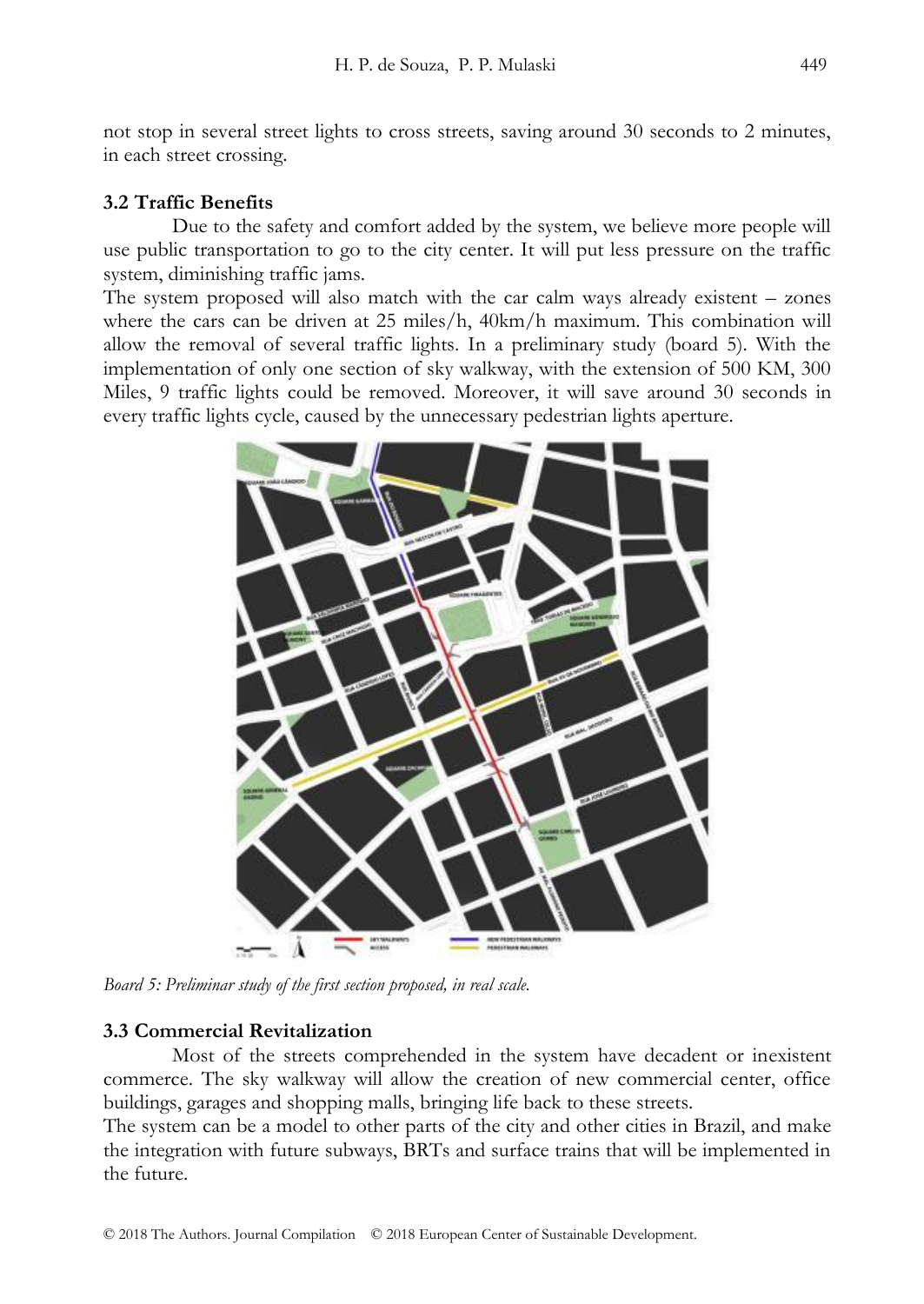not stop in several street lights to cross streets, saving around 30 seconds to 2 minutes, in each street crossing.

### 3.2 Traffic Benefits

Due to the safety and comfort added by the system, we believe more people will use public transportation to go to the city center. It will put less pressure on the traffic system, diminishing traffic jams.

The system proposed will also match with the car calm ways already existent – zones where the cars can be driven at 25 miles/h, 40km/h maximum. This combination will allow the removal of several traffic lights. In a preliminary study (board 5). With the implementation of only one section of sky walkway, with the extension of 500 KM, 300 Miles, 9 traffic lights could be removed. Moreover, it will save around 30 seconds in every traffic lights cycle, caused by the unnecessary pedestrian lights aperture.

*Board 5: Preliminar study of the first section proposed, in real scale.*

### 3.3 Commercial Revitalization

Most of the streets comprehended in the system have decadent or inexistent commerce. The sky walkway will allow the creation of new commercial center, office buildings, garages and shopping malls, bringing life back to these streets.

The system can be a model to other parts of the city and other cities in Brazil, and make the integration with future subways, BRTs and surface trains that will be implemented in the future.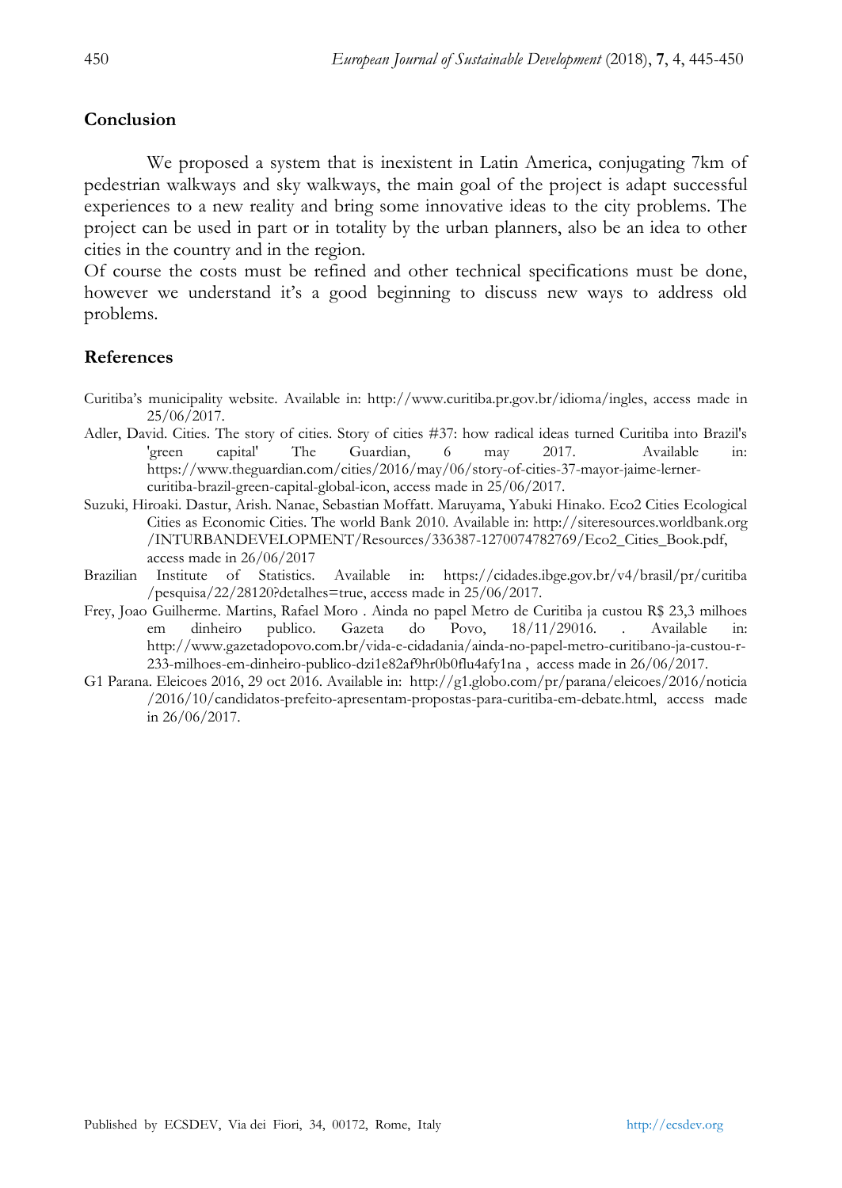## Conclusion

We proposed a system that is inexistent in Latin America, conjugating 7km of pedestrian walkways and sky walkways, the main goal of the project is adapt successful experiences to a new reality and bring some innovative ideas to the city problems. The project can be used in part or in totality by the urban planners, also be an idea to other cities in the country and in the region.

Of course the costs must be refined and other technical specifications must be done, however we understand it's a good beginning to discuss new ways to address old problems.

## References

Curitiba's municipality website. Available in: http://www.curitiba.pr.gov.br/idioma/ingles, access made in 25/06/2017.

Adler, David. Cities. The story of cities. Story of cities #37: how radical ideas turned Curitiba into Brazil's 'green capital' The Guardian, 6 may 2017. Available in: https://www.theguardian.com/cities/2016/may/06/story-of-cities-37-mayor-jaime-lerner-curitiba-brazil-green-capital-global-icon, access made in 25/06/2017.

Suzuki, Hiroaki. Dastur, Arish. Nanae, Sebastian Moffatt. Maruyama, Yabuki Hinako. Eco2 Cities Ecological Cities as Economic Cities. The world Bank 2010. Available in: http://siteresources.worldbank.org /INTURBANDEVELOPMENT/Resources/336387-1270074782769/Eco2_Cities_Book.pdf, access made in 26/06/2017

Brazilian Institute of Statistics. Available in: https://cidades.ibge.gov.br/v4/brasil/pr/curitiba /pesquisa/22/28120?detalhes=true, access made in 25/06/2017.

Frey, Joao Guilherme. Martins, Rafael Moro . Ainda no papel Metro de Curitiba ja custou R$ 23,3 milhoes em dinheiro publico. Gazeta do Povo, 18/11/29016. . Available in: http://www.gazetadopovo.com.br/vida-e-cidadania/ainda-no-papel-metro-curitibano-ja-custou-r-233-milhoes-em-dinheiro-publico-dzi1e82af9hr0b0flu4afy1na , access made in 26/06/2017.

G1 Parana. Eleicoes 2016, 29 oct 2016. Available in: http://g1.globo.com/pr/parana/eleicoes/2016/noticia /2016/10/candidatos-prefeito-apresentam-propostas-para-curitiba-em-debate.html, access made in 26/06/2017.